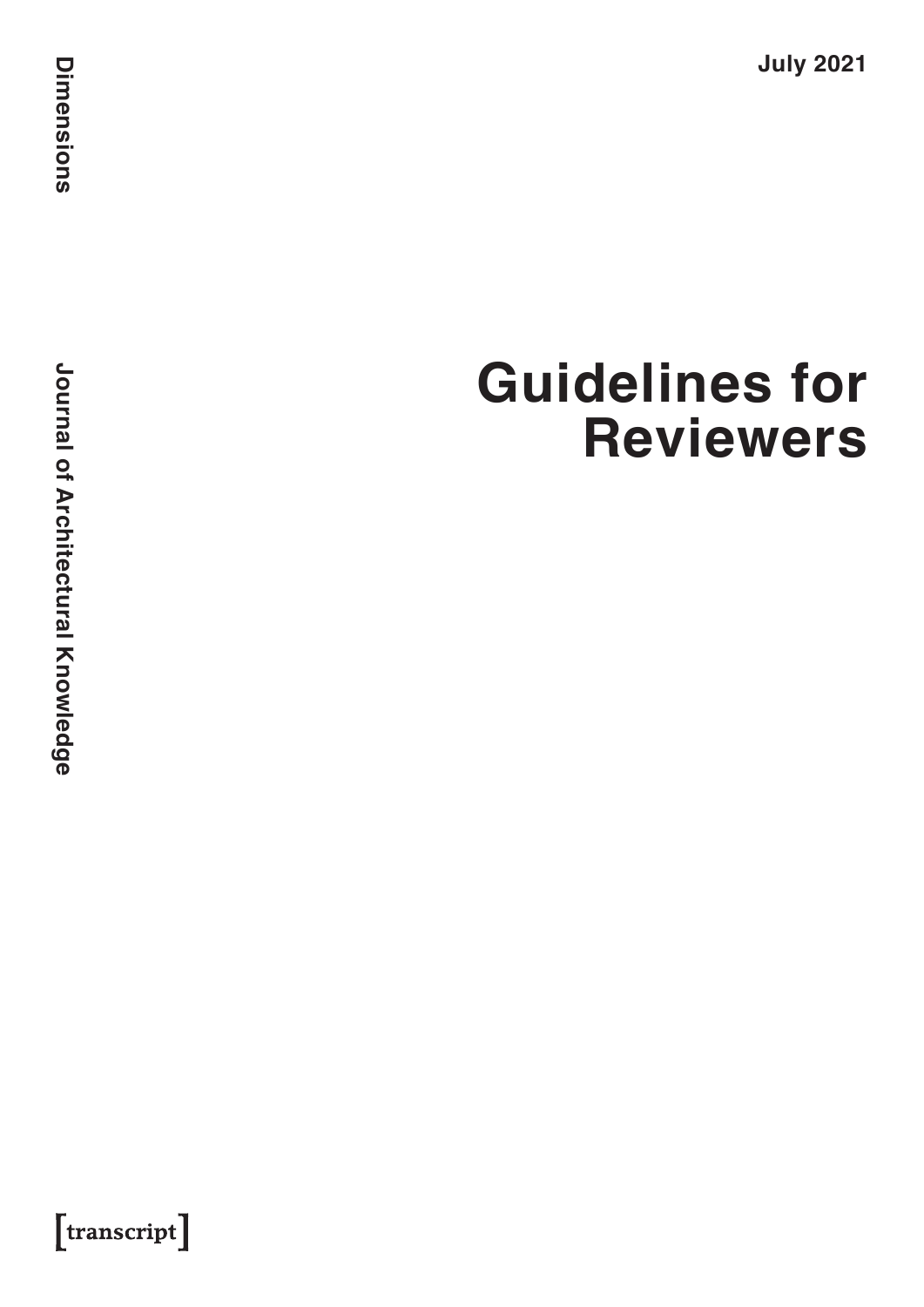Dimensions

Journal of Architectural Knowledge

July 2021

# Guidelines for Reviewers

[transcript]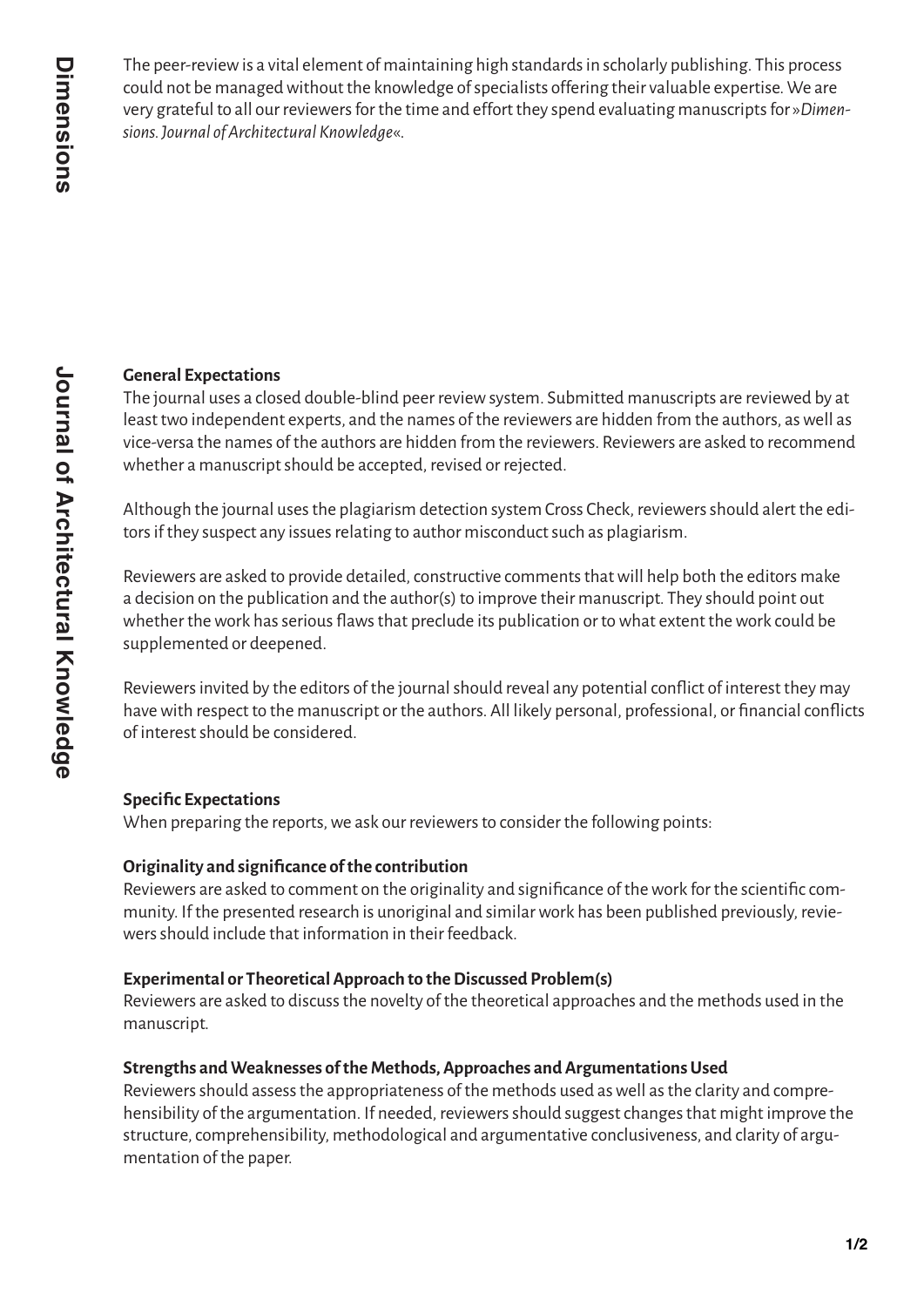The peer-review is a vital element of maintaining high standards in scholarly publishing. This process could not be managed without the knowledge of specialists offering their valuable expertise. We are very grateful to all our reviewers for the time and effort they spend evaluating manuscripts for *»Dimensions. Journal of Architectural Knowledge«*.

**General Expectations**

The journal uses a closed double-blind peer review system. Submitted manuscripts are reviewed by at least two independent experts, and the names of the reviewers are hidden from the authors, as well as vice-versa the names of the authors are hidden from the reviewers. Reviewers are asked to recommend whether a manuscript should be accepted, revised or rejected.

Although the journal uses the plagiarism detection system Cross Check, reviewers should alert the editors if they suspect any issues relating to author misconduct such as plagiarism.

Reviewers are asked to provide detailed, constructive comments that will help both the editors make a decision on the publication and the author(s) to improve their manuscript. They should point out whether the work has serious flaws that preclude its publication or to what extent the work could be supplemented or deepened.

Reviewers invited by the editors of the journal should reveal any potential conflict of interest they may have with respect to the manuscript or the authors. All likely personal, professional, or financial conflicts of interest should be considered.

**Specific Expectations**

When preparing the reports, we ask our reviewers to consider the following points:

**Originality and significance of the contribution**

Reviewers are asked to comment on the originality and significance of the work for the scientific community. If the presented research is unoriginal and similar work has been published previously, reviewers should include that information in their feedback.

**Experimental or Theoretical Approach to the Discussed Problem(s)**

Reviewers are asked to discuss the novelty of the theoretical approaches and the methods used in the manuscript.

**Strengths and Weaknesses of the Methods, Approaches and Argumentations Used**

Reviewers should assess the appropriateness of the methods used as well as the clarity and comprehensibility of the argumentation. If needed, reviewers should suggest changes that might improve the structure, comprehensibility, methodological and argumentative conclusiveness, and clarity of argumentation of the paper.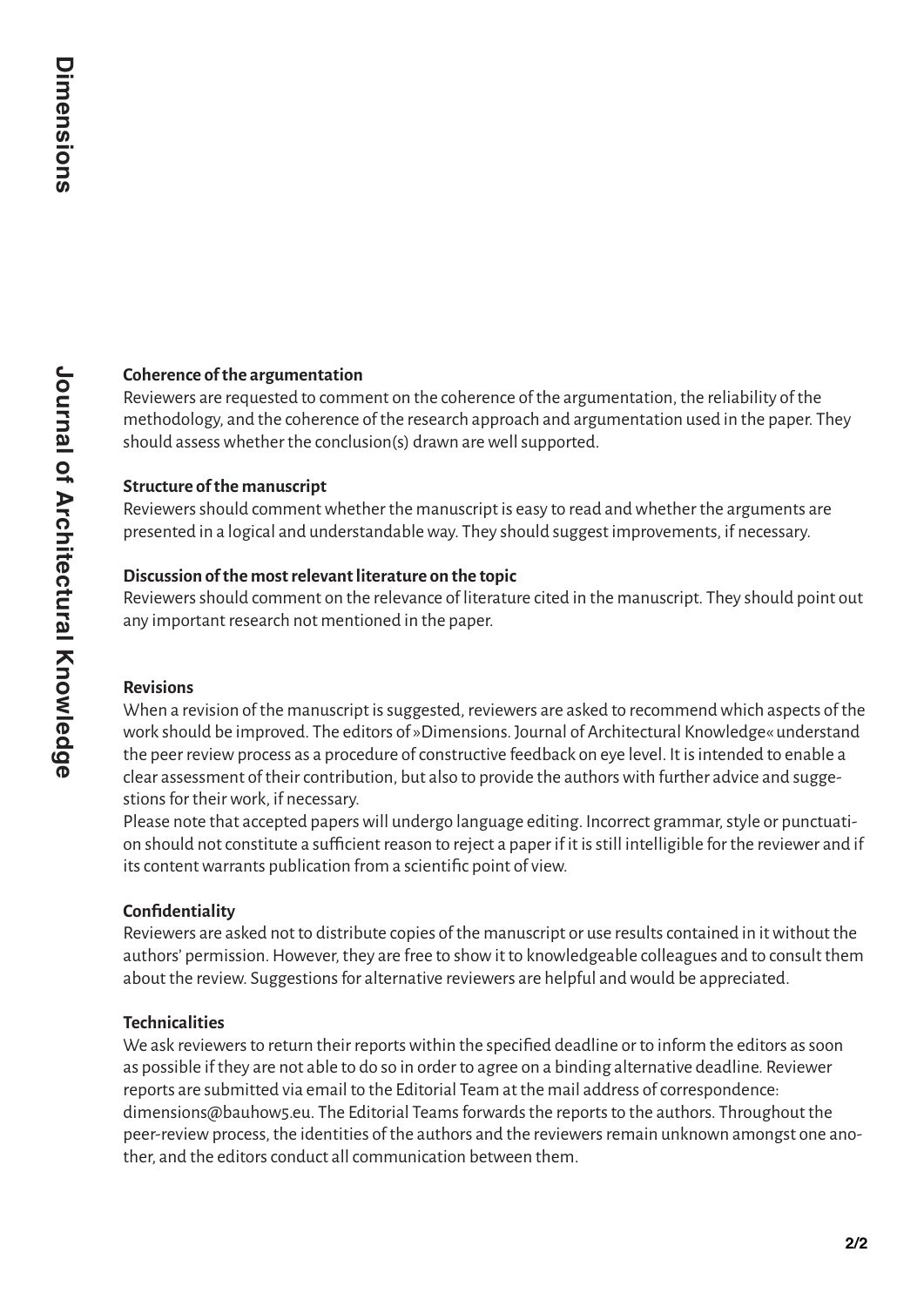**Coherence of the argumentation**
Reviewers are requested to comment on the coherence of the argumentation, the reliability of the methodology, and the coherence of the research approach and argumentation used in the paper. They should assess whether the conclusion(s) drawn are well supported.

**Structure of the manuscript**
Reviewers should comment whether the manuscript is easy to read and whether the arguments are presented in a logical and understandable way. They should suggest improvements, if necessary.

**Discussion of the most relevant literature on the topic**
Reviewers should comment on the relevance of literature cited in the manuscript. They should point out any important research not mentioned in the paper.

**Revisions**
When a revision of the manuscript is suggested, reviewers are asked to recommend which aspects of the work should be improved. The editors of »Dimensions. Journal of Architectural Knowledge« understand the peer review process as a procedure of constructive feedback on eye level. It is intended to enable a clear assessment of their contribution, but also to provide the authors with further advice and suggestions for their work, if necessary.
Please note that accepted papers will undergo language editing. Incorrect grammar, style or punctuation should not constitute a sufficient reason to reject a paper if it is still intelligible for the reviewer and if its content warrants publication from a scientific point of view.

**Confidentiality**
Reviewers are asked not to distribute copies of the manuscript or use results contained in it without the authors' permission. However, they are free to show it to knowledgeable colleagues and to consult them about the review. Suggestions for alternative reviewers are helpful and would be appreciated.

**Technicalities**
We ask reviewers to return their reports within the specified deadline or to inform the editors as soon as possible if they are not able to do so in order to agree on a binding alternative deadline. Reviewer reports are submitted via email to the Editorial Team at the mail address of correspondence: dimensions@bauhow5.eu. The Editorial Teams forwards the reports to the authors. Throughout the peer-review process, the identities of the authors and the reviewers remain unknown amongst one another, and the editors conduct all communication between them.